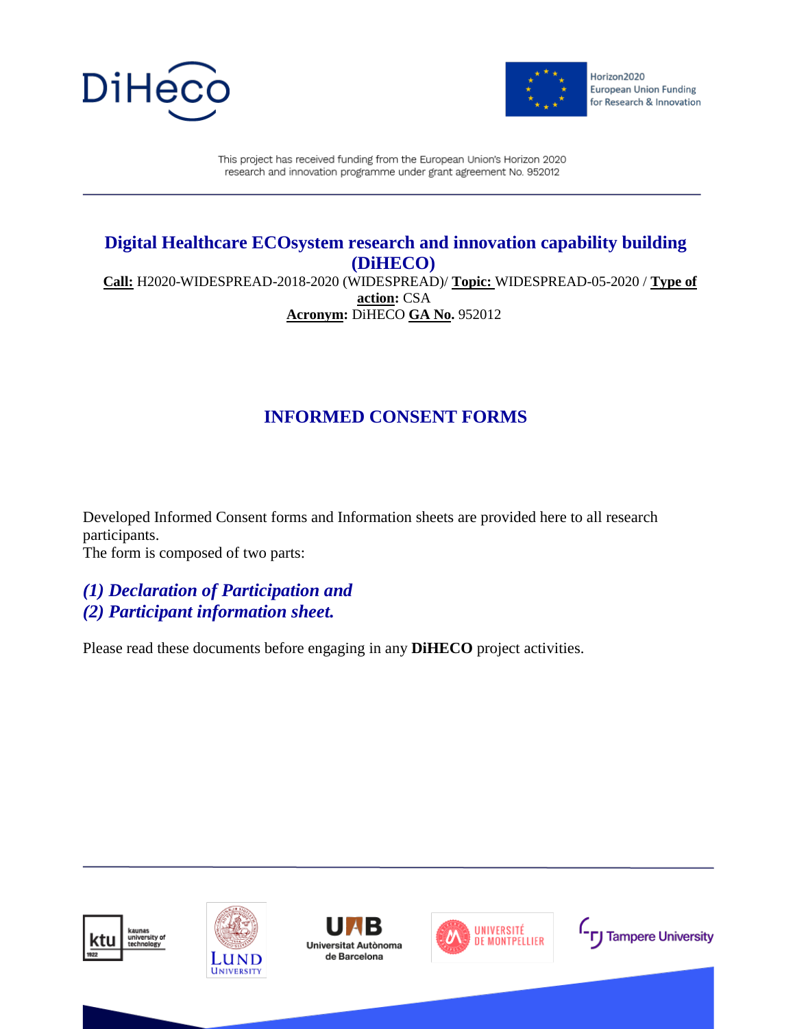This project has received funding from the European Union's Horizon 2020 research and innovation programme under grant agreement No. 952012

# Digital Healthcare ECOsystem research and innovation capability building (DiHECO)

**Call:** H2020-WIDESPREAD-2018-2020 (WIDESPREAD)/ **Topic:** WIDESPREAD-05-2020 / **Type of action:** CSA

**Acronym:** DiHECO **GA No.** 952012

## INFORMED CONSENT FORMS

Developed Informed Consent forms and Information sheets are provided here to all research participants.
The form is composed of two parts:

***(1) Declaration of Participation and***
***(2) Participant information sheet.***

Please read these documents before engaging in any **DiHECO** project activities.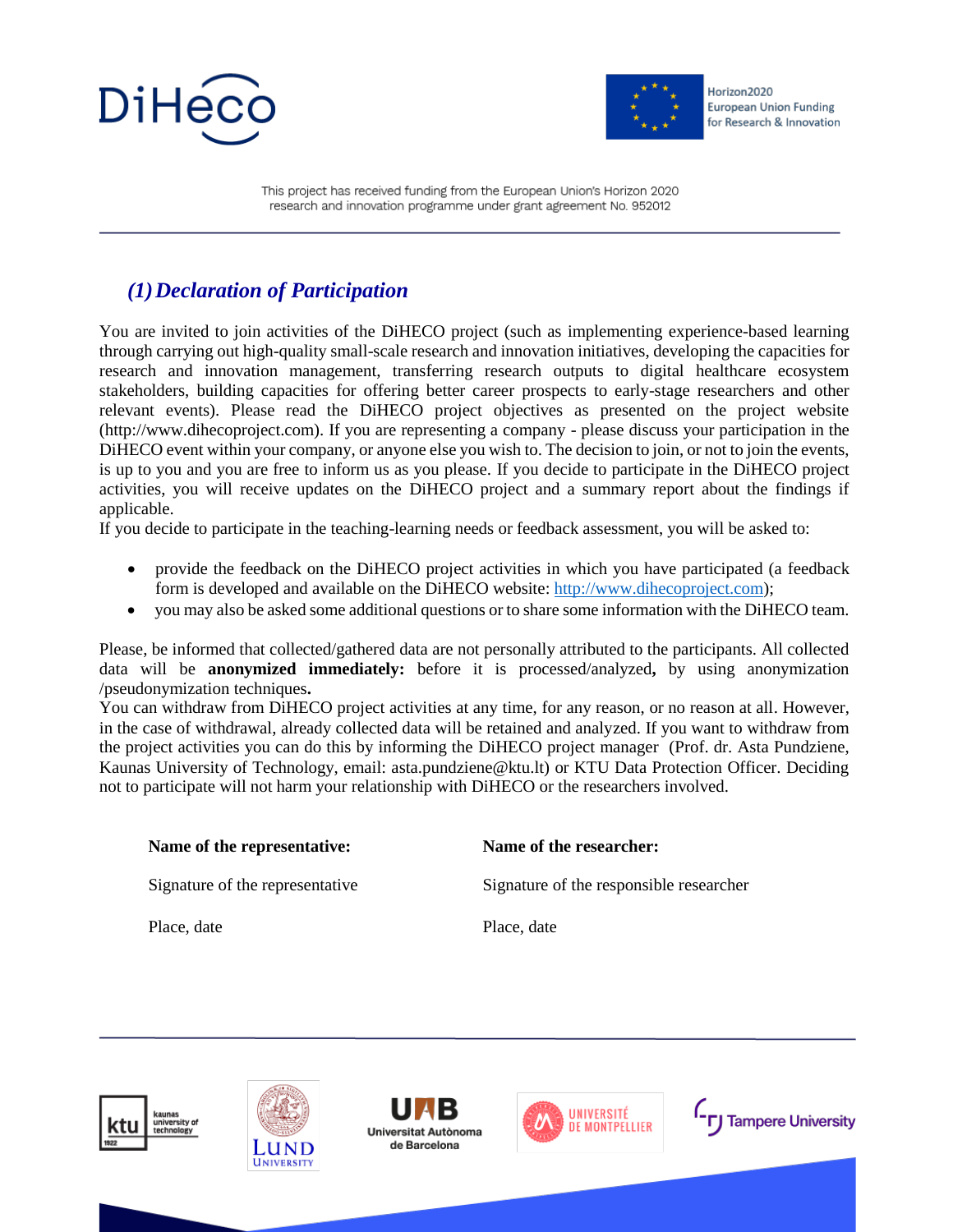## *(1) Declaration of Participation*

You are invited to join activities of the DiHECO project (such as implementing experience-based learning through carrying out high-quality small-scale research and innovation initiatives, developing the capacities for research and innovation management, transferring research outputs to digital healthcare ecosystem stakeholders, building capacities for offering better career prospects to early-stage researchers and other relevant events). Please read the DiHECO project objectives as presented on the project website (http://www.dihecoproject.com). If you are representing a company - please discuss your participation in the DiHECO event within your company, or anyone else you wish to. The decision to join, or not to join the events, is up to you and you are free to inform us as you please. If you decide to participate in the DiHECO project activities, you will receive updates on the DiHECO project and a summary report about the findings if applicable.

If you decide to participate in the teaching-learning needs or feedback assessment, you will be asked to:

- provide the feedback on the DiHECO project activities in which you have participated (a feedback form is developed and available on the DiHECO website: http://www.dihecoproject.com);
- you may also be asked some additional questions or to share some information with the DiHECO team.

Please, be informed that collected/gathered data are not personally attributed to the participants. All collected data will be **anonymized immediately:** before it is processed/analyzed**,** by using anonymization /pseudonymization techniques**.**

You can withdraw from DiHECO project activities at any time, for any reason, or no reason at all. However, in the case of withdrawal, already collected data will be retained and analyzed. If you want to withdraw from the project activities you can do this by informing the DiHECO project manager (Prof. dr. Asta Pundziene, Kaunas University of Technology, email: asta.pundziene@ktu.lt) or KTU Data Protection Officer. Deciding not to participate will not harm your relationship with DiHECO or the researchers involved.

| **Name of the representative:** | **Name of the researcher:** |
|---|---|
| Signature of the representative | Signature of the responsible researcher |
| Place, date | Place, date |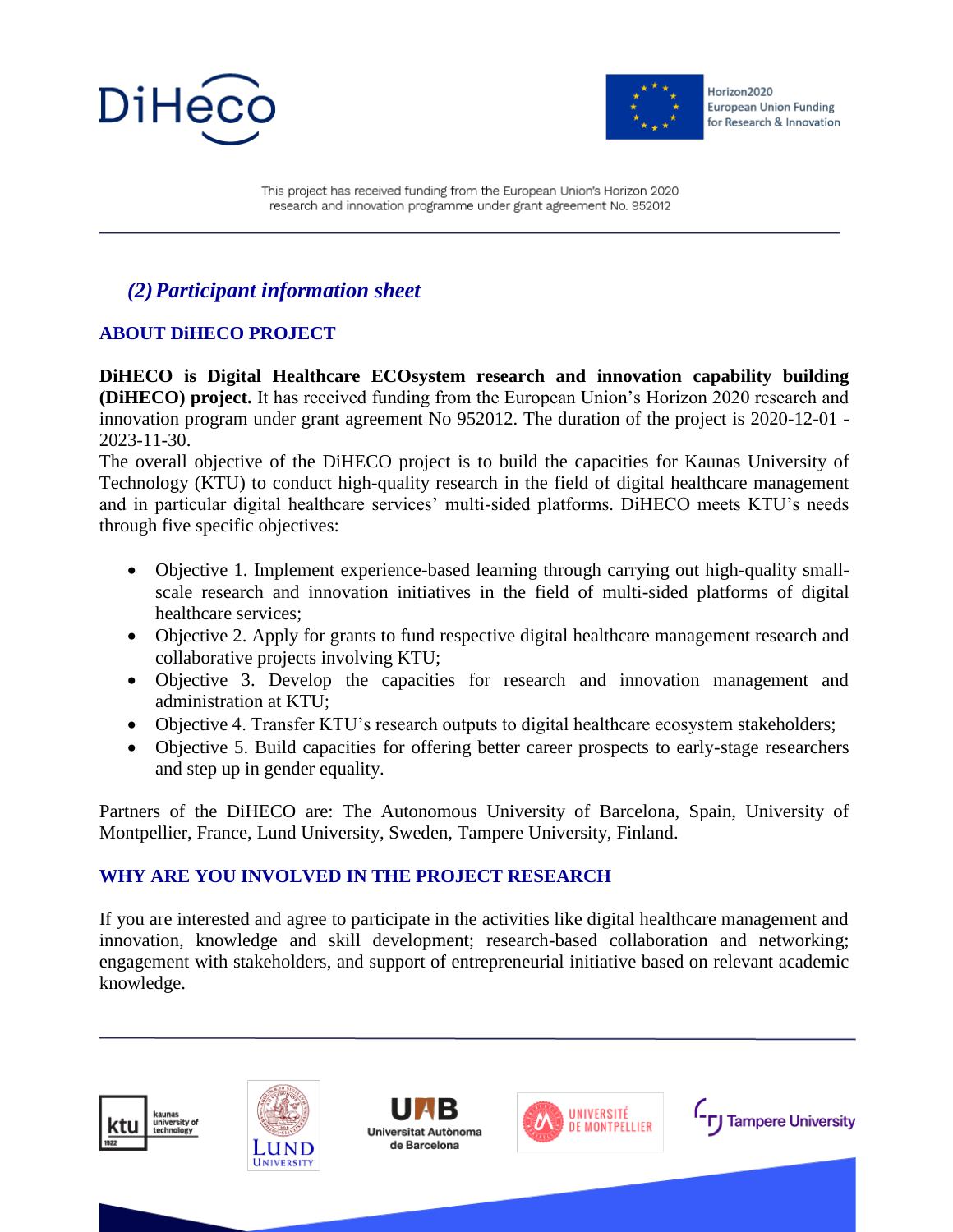## *(2) Participant information sheet*

### ABOUT DiHECO PROJECT

**DiHECO is Digital Healthcare ECOsystem research and innovation capability building (DiHECO) project.** It has received funding from the European Union's Horizon 2020 research and innovation program under grant agreement No 952012. The duration of the project is 2020-12-01 - 2023-11-30.

The overall objective of the DiHECO project is to build the capacities for Kaunas University of Technology (KTU) to conduct high-quality research in the field of digital healthcare management and in particular digital healthcare services' multi-sided platforms. DiHECO meets KTU's needs through five specific objectives:

- Objective 1. Implement experience-based learning through carrying out high-quality small-scale research and innovation initiatives in the field of multi-sided platforms of digital healthcare services;
- Objective 2. Apply for grants to fund respective digital healthcare management research and collaborative projects involving KTU;
- Objective 3. Develop the capacities for research and innovation management and administration at KTU;
- Objective 4. Transfer KTU's research outputs to digital healthcare ecosystem stakeholders;
- Objective 5. Build capacities for offering better career prospects to early-stage researchers and step up in gender equality.

Partners of the DiHECO are: The Autonomous University of Barcelona, Spain, University of Montpellier, France, Lund University, Sweden, Tampere University, Finland.

### WHY ARE YOU INVOLVED IN THE PROJECT RESEARCH

If you are interested and agree to participate in the activities like digital healthcare management and innovation, knowledge and skill development; research-based collaboration and networking; engagement with stakeholders, and support of entrepreneurial initiative based on relevant academic knowledge.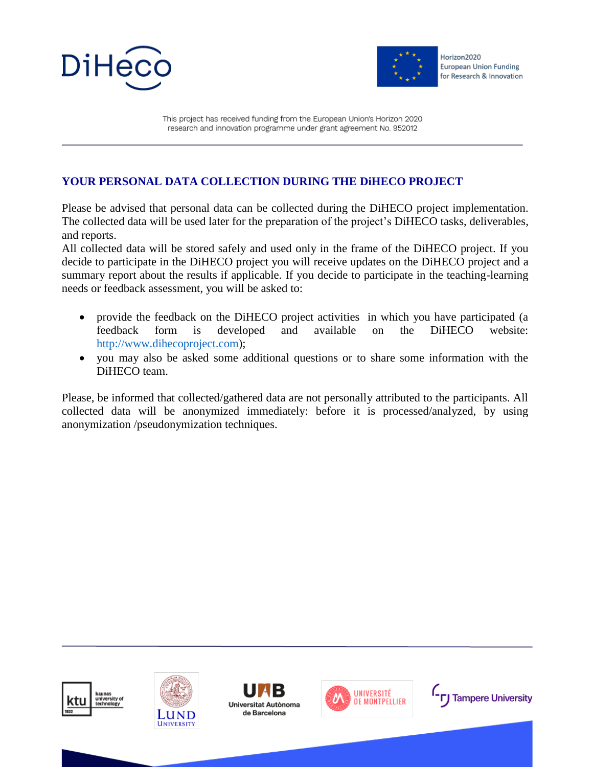## YOUR PERSONAL DATA COLLECTION DURING THE DiHECO PROJECT

Please be advised that personal data can be collected during the DiHECO project implementation. The collected data will be used later for the preparation of the project's DiHECO tasks, deliverables, and reports.

All collected data will be stored safely and used only in the frame of the DiHECO project. If you decide to participate in the DiHECO project you will receive updates on the DiHECO project and a summary report about the results if applicable. If you decide to participate in the teaching-learning needs or feedback assessment, you will be asked to:

- provide the feedback on the DiHECO project activities in which you have participated (a feedback form is developed and available on the DiHECO website: [http://www.dihecoproject.com](http://www.dihecoproject.com));
- you may also be asked some additional questions or to share some information with the DiHECO team.

Please, be informed that collected/gathered data are not personally attributed to the participants. All collected data will be anonymized immediately: before it is processed/analyzed, by using anonymization /pseudonymization techniques.